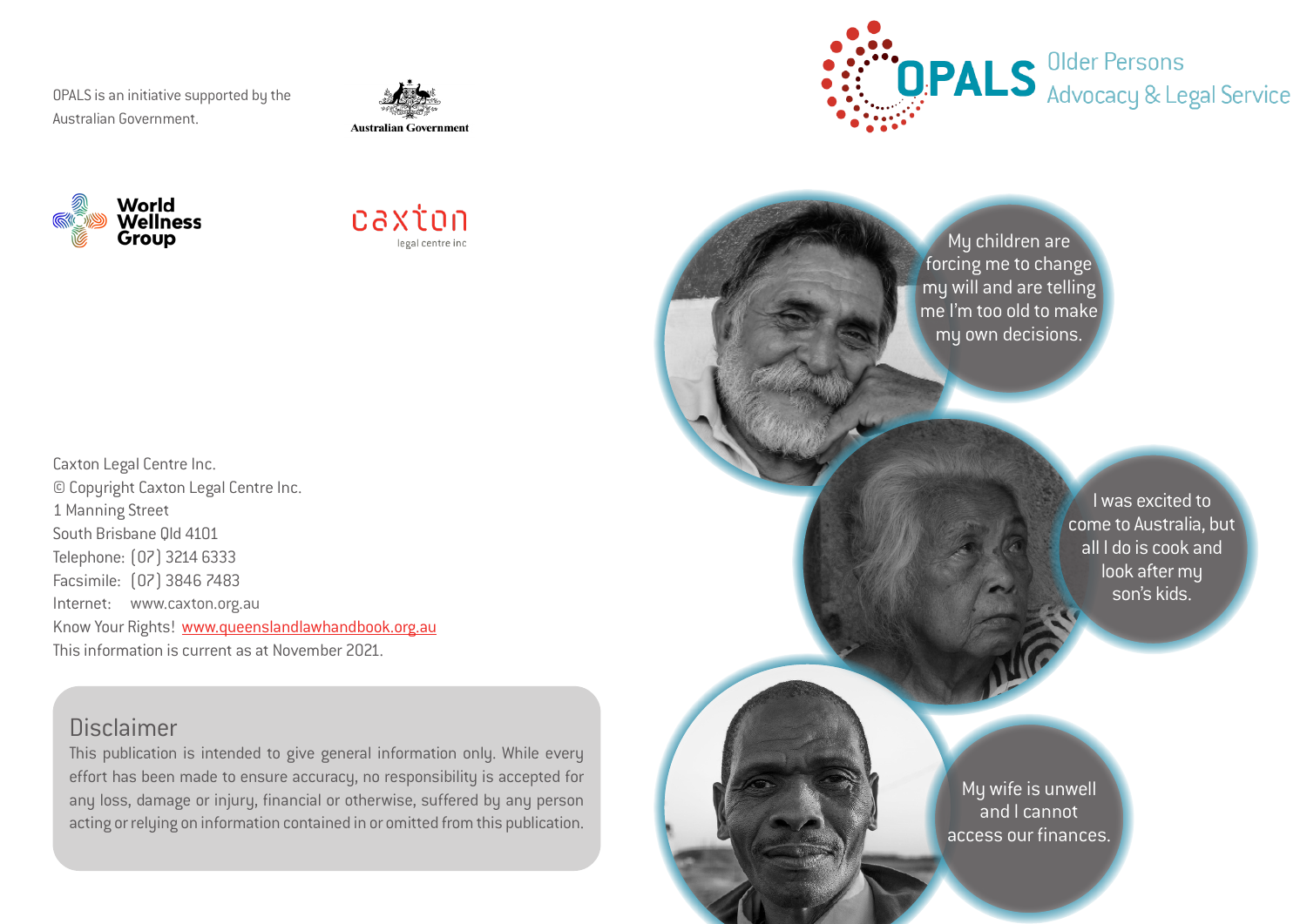OPALS is an initiative supported by the Australian Government.

Australian Government

World Wellness Group

caxton legal centre inc

# OPALS Older Persons Advocacy & Legal Service

My children are forcing me to change my will and are telling me I'm too old to make my own decisions.

I was excited to come to Australia, but all I do is cook and look after my son's kids.

My wife is unwell and I cannot access our finances.

Caxton Legal Centre Inc.
© Copyright Caxton Legal Centre Inc.
1 Manning Street
South Brisbane Qld 4101
Telephone: (07) 3214 6333
Facsimile: (07) 3846 7483
Internet: www.caxton.org.au
Know Your Rights! www.queenslandlawhandbook.org.au
This information is current as at November 2021.

## Disclaimer

This publication is intended to give general information only. While every effort has been made to ensure accuracy, no responsibility is accepted for any loss, damage or injury, financial or otherwise, suffered by any person acting or relying on information contained in or omitted from this publication.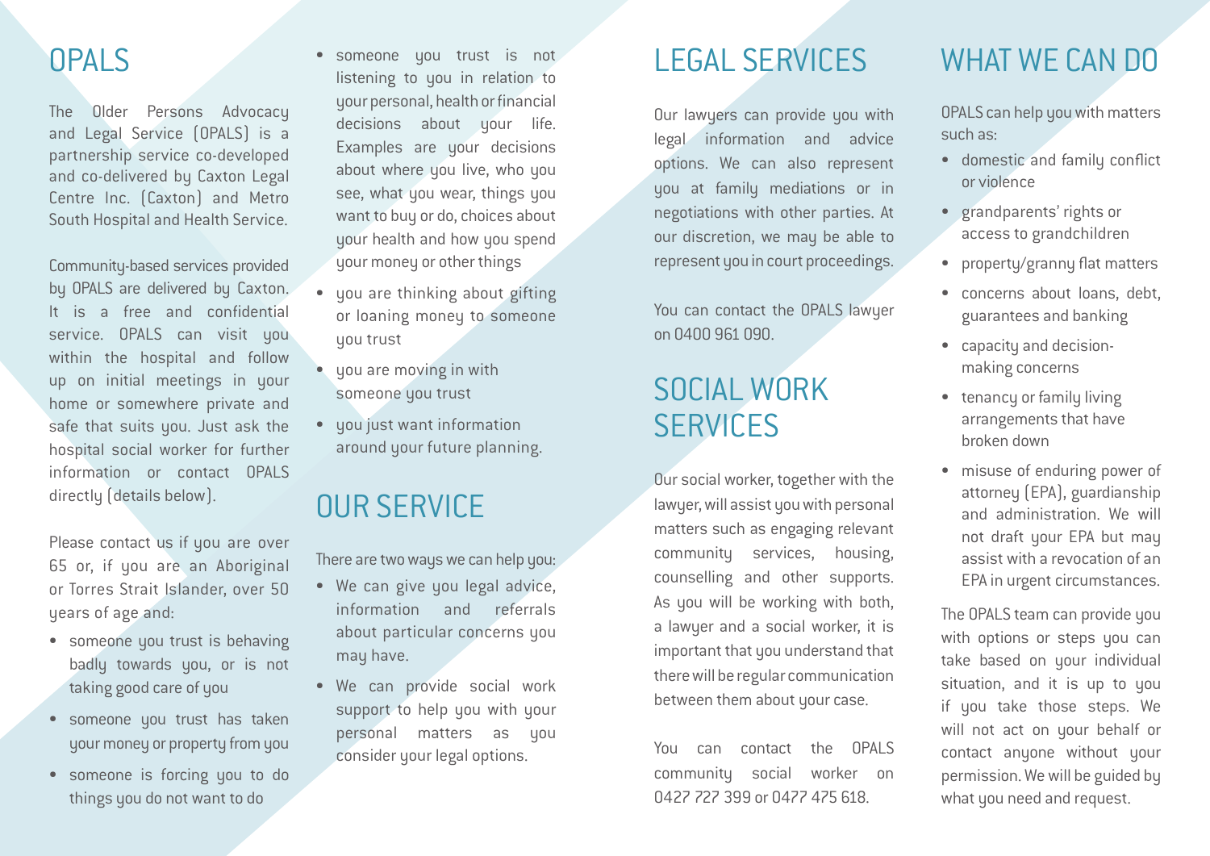# OPALS

The Older Persons Advocacy and Legal Service (OPALS) is a partnership service co-developed and co-delivered by Caxton Legal Centre Inc. (Caxton) and Metro South Hospital and Health Service.

Community-based services provided by OPALS are delivered by Caxton. It is a free and confidential service. OPALS can visit you within the hospital and follow up on initial meetings in your home or somewhere private and safe that suits you. Just ask the hospital social worker for further information or contact OPALS directly (details below).

Please contact us if you are over 65 or, if you are an Aboriginal or Torres Strait Islander, over 50 years of age and:

- someone you trust is behaving badly towards you, or is not taking good care of you
- someone you trust has taken your money or property from you
- someone is forcing you to do things you do not want to do
- someone you trust is not listening to you in relation to your personal, health or financial decisions about your life. Examples are your decisions about where you live, who you see, what you wear, things you want to buy or do, choices about your health and how you spend your money or other things
- you are thinking about gifting or loaning money to someone you trust
- you are moving in with someone you trust
- you just want information around your future planning.

# OUR SERVICE

There are two ways we can help you:

- We can give you legal advice, information and referrals about particular concerns you may have.
- We can provide social work support to help you with your personal matters as you consider your legal options.

# LEGAL SERVICES

Our lawyers can provide you with legal information and advice options. We can also represent you at family mediations or in negotiations with other parties. At our discretion, we may be able to represent you in court proceedings.

You can contact the OPALS lawyer on 0400 961 090.

# SOCIAL WORK SERVICES

Our social worker, together with the lawyer, will assist you with personal matters such as engaging relevant community services, housing, counselling and other supports. As you will be working with both, a lawyer and a social worker, it is important that you understand that there will be regular communication between them about your case.

You can contact the OPALS community social worker on 0427 727 399 or 0477 475 618.

# WHAT WE CAN DO

OPALS can help you with matters such as:

- domestic and family conflict or violence
- grandparents' rights or access to grandchildren
- property/granny flat matters
- concerns about loans, debt, guarantees and banking
- capacity and decision-making concerns
- tenancy or family living arrangements that have broken down
- misuse of enduring power of attorney (EPA), guardianship and administration. We will not draft your EPA but may assist with a revocation of an EPA in urgent circumstances.

The OPALS team can provide you with options or steps you can take based on your individual situation, and it is up to you if you take those steps. We will not act on your behalf or contact anyone without your permission. We will be guided by what you need and request.